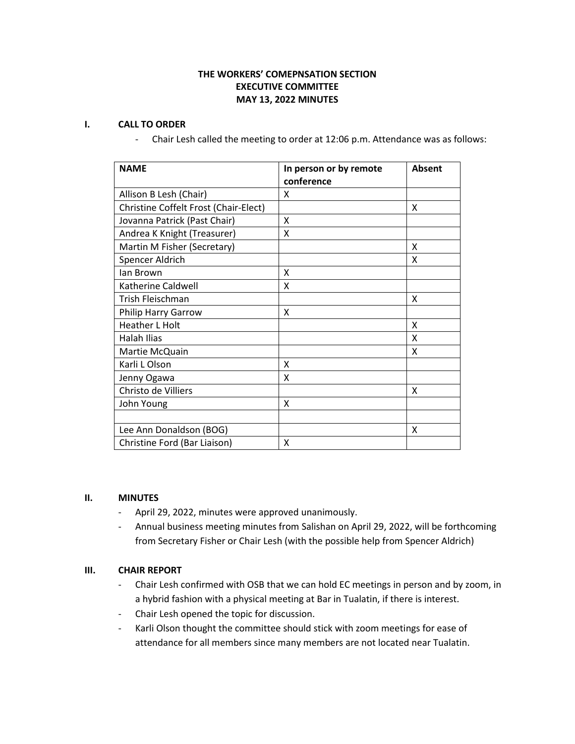# THE WORKERS' COMEPNSATION SECTION
# EXECUTIVE COMMITTEE
# MAY 13, 2022 MINUTES

## I. CALL TO ORDER

- Chair Lesh called the meeting to order at 12:06 p.m. Attendance was as follows:

| NAME | In person or by remote conference | Absent |
|---|---|---|
| Allison B Lesh (Chair) | X | |
| Christine Coffelt Frost (Chair-Elect) | | X |
| Jovanna Patrick (Past Chair) | X | |
| Andrea K Knight (Treasurer) | X | |
| Martin M Fisher (Secretary) | | X |
| Spencer Aldrich | | X |
| Ian Brown | X | |
| Katherine Caldwell | X | |
| Trish Fleischman | | X |
| Philip Harry Garrow | X | |
| Heather L Holt | | X |
| Halah Ilias | | X |
| Martie McQuain | | X |
| Karli L Olson | X | |
| Jenny Ogawa | X | |
| Christo de Villiers | | X |
| John Young | X | |
| | | |
| Lee Ann Donaldson (BOG) | | X |
| Christine Ford (Bar Liaison) | X | |

## II. MINUTES

- April 29, 2022, minutes were approved unanimously.
- Annual business meeting minutes from Salishan on April 29, 2022, will be forthcoming from Secretary Fisher or Chair Lesh (with the possible help from Spencer Aldrich)

## III. CHAIR REPORT

- Chair Lesh confirmed with OSB that we can hold EC meetings in person and by zoom, in a hybrid fashion with a physical meeting at Bar in Tualatin, if there is interest.
- Chair Lesh opened the topic for discussion.
- Karli Olson thought the committee should stick with zoom meetings for ease of attendance for all members since many members are not located near Tualatin.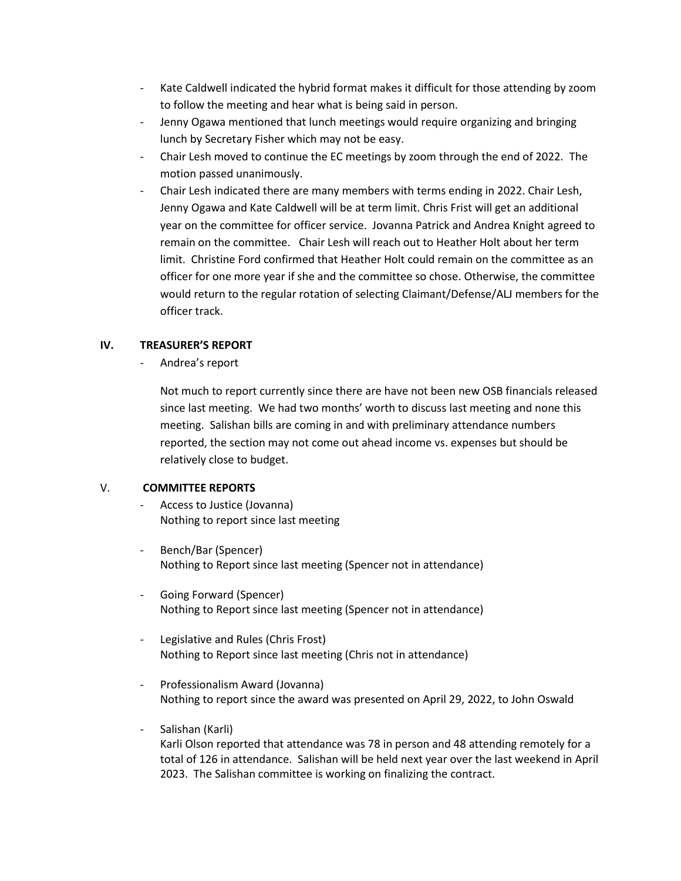- Kate Caldwell indicated the hybrid format makes it difficult for those attending by zoom to follow the meeting and hear what is being said in person.
- Jenny Ogawa mentioned that lunch meetings would require organizing and bringing lunch by Secretary Fisher which may not be easy.
- Chair Lesh moved to continue the EC meetings by zoom through the end of 2022. The motion passed unanimously.
- Chair Lesh indicated there are many members with terms ending in 2022. Chair Lesh, Jenny Ogawa and Kate Caldwell will be at term limit. Chris Frist will get an additional year on the committee for officer service. Jovanna Patrick and Andrea Knight agreed to remain on the committee. Chair Lesh will reach out to Heather Holt about her term limit. Christine Ford confirmed that Heather Holt could remain on the committee as an officer for one more year if she and the committee so chose. Otherwise, the committee would return to the regular rotation of selecting Claimant/Defense/ALJ members for the officer track.

## IV. TREASURER'S REPORT

- Andrea's report

  Not much to report currently since there are have not been new OSB financials released since last meeting. We had two months' worth to discuss last meeting and none this meeting. Salishan bills are coming in and with preliminary attendance numbers reported, the section may not come out ahead income vs. expenses but should be relatively close to budget.

## V. COMMITTEE REPORTS

- Access to Justice (Jovanna)
  Nothing to report since last meeting

- Bench/Bar (Spencer)
  Nothing to Report since last meeting (Spencer not in attendance)

- Going Forward (Spencer)
  Nothing to Report since last meeting (Spencer not in attendance)

- Legislative and Rules (Chris Frost)
  Nothing to Report since last meeting (Chris not in attendance)

- Professionalism Award (Jovanna)
  Nothing to report since the award was presented on April 29, 2022, to John Oswald

- Salishan (Karli)
  Karli Olson reported that attendance was 78 in person and 48 attending remotely for a total of 126 in attendance. Salishan will be held next year over the last weekend in April 2023. The Salishan committee is working on finalizing the contract.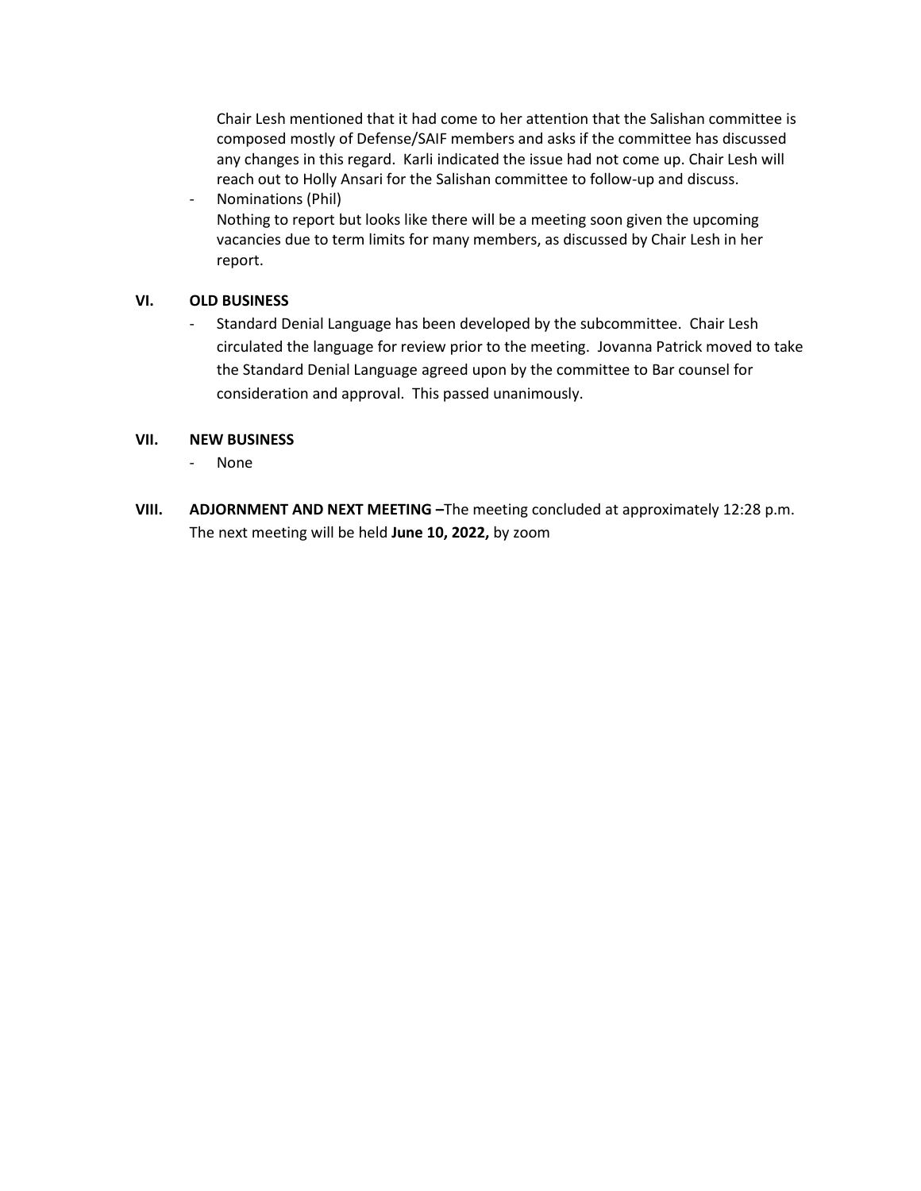Chair Lesh mentioned that it had come to her attention that the Salishan committee is composed mostly of Defense/SAIF members and asks if the committee has discussed any changes in this regard. Karli indicated the issue had not come up. Chair Lesh will reach out to Holly Ansari for the Salishan committee to follow-up and discuss.

- Nominations (Phil)
  Nothing to report but looks like there will be a meeting soon given the upcoming vacancies due to term limits for many members, as discussed by Chair Lesh in her report.

**VI. OLD BUSINESS**

- Standard Denial Language has been developed by the subcommittee. Chair Lesh circulated the language for review prior to the meeting. Jovanna Patrick moved to take the Standard Denial Language agreed upon by the committee to Bar counsel for consideration and approval. This passed unanimously.

**VII. NEW BUSINESS**

- None

**VIII. ADJOURNMENT AND NEXT MEETING –**The meeting concluded at approximately 12:28 p.m. The next meeting will be held **June 10, 2022,** by zoom